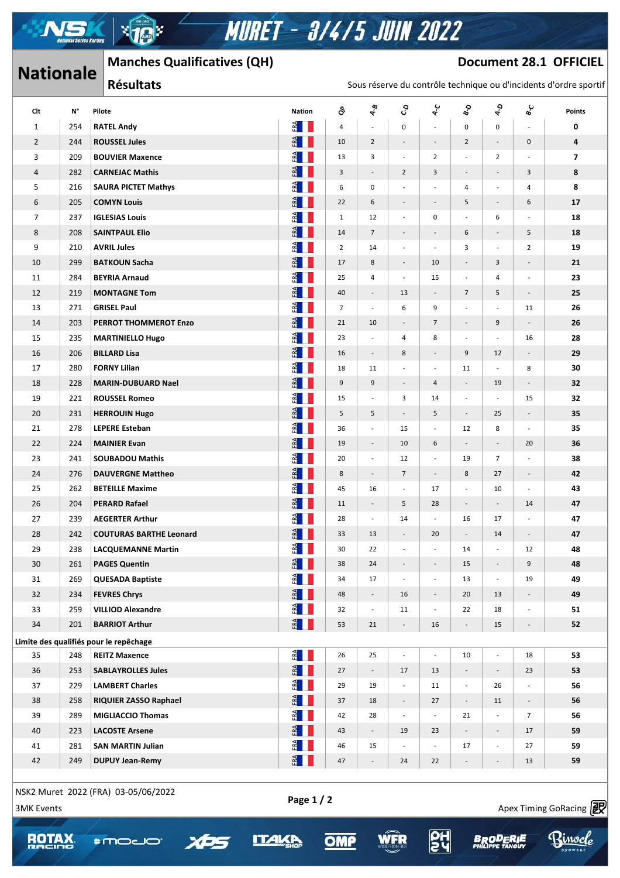# MURET - 3/4/5 JUIN 2022

## Nationale

### Manches Qualificatives (QH)

### Résultats

**Document 28.1 OFFICIEL**

Sous réserve du contrôle technique ou d'incidents d'ordre sportif

| Clt | N° | Pilote | Nation | QP | A-B | C-D | A-C | B-D | A-D | B-C | Points |
|---|---|---|---|---|---|---|---|---|---|---|---|
| 1 | 254 | **RATEL Andy** | FRA | 4 | - | 0 | - | 0 | 0 | - | **0** |
| 2 | 244 | **ROUSSEL Jules** | FRA | 10 | 2 | - | - | 2 | - | 0 | **4** |
| 3 | 209 | **BOUVIER Maxence** | FRA | 13 | 3 | - | 2 | - | 2 | - | **7** |
| 4 | 282 | **CARNEJAC Mathis** | FRA | 3 | - | 2 | 3 | - | - | 3 | **8** |
| 5 | 216 | **SAURA PICTET Mathys** | FRA | 6 | 0 | - | - | 4 | - | 4 | **8** |
| 6 | 205 | **COMYN Louis** | FRA | 22 | 6 | - | - | 5 | - | 6 | **17** |
| 7 | 237 | **IGLESIAS Louis** | FRA | 1 | 12 | - | 0 | - | 6 | - | **18** |
| 8 | 208 | **SAINTPAUL Elio** | FRA | 14 | 7 | - | - | 6 | - | 5 | **18** |
| 9 | 210 | **AVRIL Jules** | FRA | 2 | 14 | - | - | 3 | - | 2 | **19** |
| 10 | 299 | **BATKOUN Sacha** | FRA | 17 | 8 | - | 10 | - | 3 | - | **21** |
| 11 | 284 | **BEYRIA Arnaud** | FRA | 25 | 4 | - | 15 | - | 4 | - | **23** |
| 12 | 219 | **MONTAGNE Tom** | FRA | 40 | - | 13 | - | 7 | 5 | - | **25** |
| 13 | 271 | **GRISEL Paul** | FRA | 7 | - | 6 | 9 | - | - | 11 | **26** |
| 14 | 203 | **PERROT THOMMEROT Enzo** | FRA | 21 | 10 | - | 7 | - | 9 | - | **26** |
| 15 | 235 | **MARTINIELLO Hugo** | FRA | 23 | - | 4 | 8 | - | - | 16 | **28** |
| 16 | 206 | **BILLARD Lisa** | FRA | 16 | - | 8 | - | 9 | 12 | - | **29** |
| 17 | 280 | **FORNY Lilian** | FRA | 18 | 11 | - | - | 11 | - | 8 | **30** |
| 18 | 228 | **MARIN-DUBUARD Nael** | FRA | 9 | 9 | - | 4 | - | 19 | - | **32** |
| 19 | 221 | **ROUSSEL Romeo** | FRA | 15 | - | 3 | 14 | - | - | 15 | **32** |
| 20 | 231 | **HERROUIN Hugo** | FRA | 5 | 5 | - | 5 | - | 25 | - | **35** |
| 21 | 278 | **LEPERE Esteban** | FRA | 36 | - | 15 | - | 12 | 8 | - | **35** |
| 22 | 224 | **MAINIER Evan** | FRA | 19 | - | 10 | 6 | - | - | 20 | **36** |
| 23 | 241 | **SOUBADOU Mathis** | FRA | 20 | - | 12 | - | 19 | 7 | - | **38** |
| 24 | 276 | **DAUVERGNE Mattheo** | FRA | 8 | - | 7 | - | 8 | 27 | - | **42** |
| 25 | 262 | **BETEILLE Maxime** | FRA | 45 | 16 | - | 17 | - | 10 | - | **43** |
| 26 | 204 | **PERARD Rafael** | FRA | 11 | - | 5 | 28 | - | - | 14 | **47** |
| 27 | 239 | **AEGERTER Arthur** | FRA | 28 | - | 14 | - | 16 | 17 | - | **47** |
| 28 | 242 | **COUTURAS BARTHE Leonard** | FRA | 33 | 13 | - | 20 | - | 14 | - | **47** |
| 29 | 238 | **LACQUEMANNE Martin** | FRA | 30 | 22 | - | - | 14 | - | 12 | **48** |
| 30 | 261 | **PAGES Quentin** | FRA | 38 | 24 | - | - | 15 | - | 9 | **48** |
| 31 | 269 | **QUESADA Baptiste** | FRA | 34 | 17 | - | - | 13 | - | 19 | **49** |
| 32 | 234 | **FEVRES Chrys** | FRA | 48 | - | 16 | - | 20 | 13 | - | **49** |
| 33 | 259 | **VILLIOD Alexandre** | FRA | 32 | - | 11 | - | 22 | 18 | - | **51** |
| 34 | 201 | **BARRIOT Arthur** | FRA | 53 | 21 | - | 16 | - | 15 | - | **52** |
| **Limite des qualifiés pour le repêchage** | | | | | | | | | | | |
| 35 | 248 | **REITZ Maxence** | FRA | 26 | 25 | - | - | 10 | - | 18 | **53** |
| 36 | 253 | **SABLAYROLLES Jules** | FRA | 27 | - | 17 | 13 | - | - | 23 | **53** |
| 37 | 229 | **LAMBERT Charles** | FRA | 29 | 19 | - | 11 | - | 26 | - | **56** |
| 38 | 258 | **RIQUIER ZASSO Raphael** | FRA | 37 | 18 | - | 27 | - | 11 | - | **56** |
| 39 | 289 | **MIGLIACCIO Thomas** | FRA | 42 | 28 | - | - | 21 | - | 7 | **56** |
| 40 | 223 | **LACOSTE Arsene** | FRA | 43 | - | 19 | 23 | - | - | 17 | **59** |
| 41 | 281 | **SAN MARTIN Julian** | FRA | 46 | 15 | - | - | 17 | - | 27 | **59** |
| 42 | 249 | **DUPUY Jean-Remy** | FRA | 47 | - | 24 | 22 | - | - | 13 | **59** |

NSK2 Muret 2022 (FRA) 03-05/06/2022

3MK Events

Apex Timing GoRacing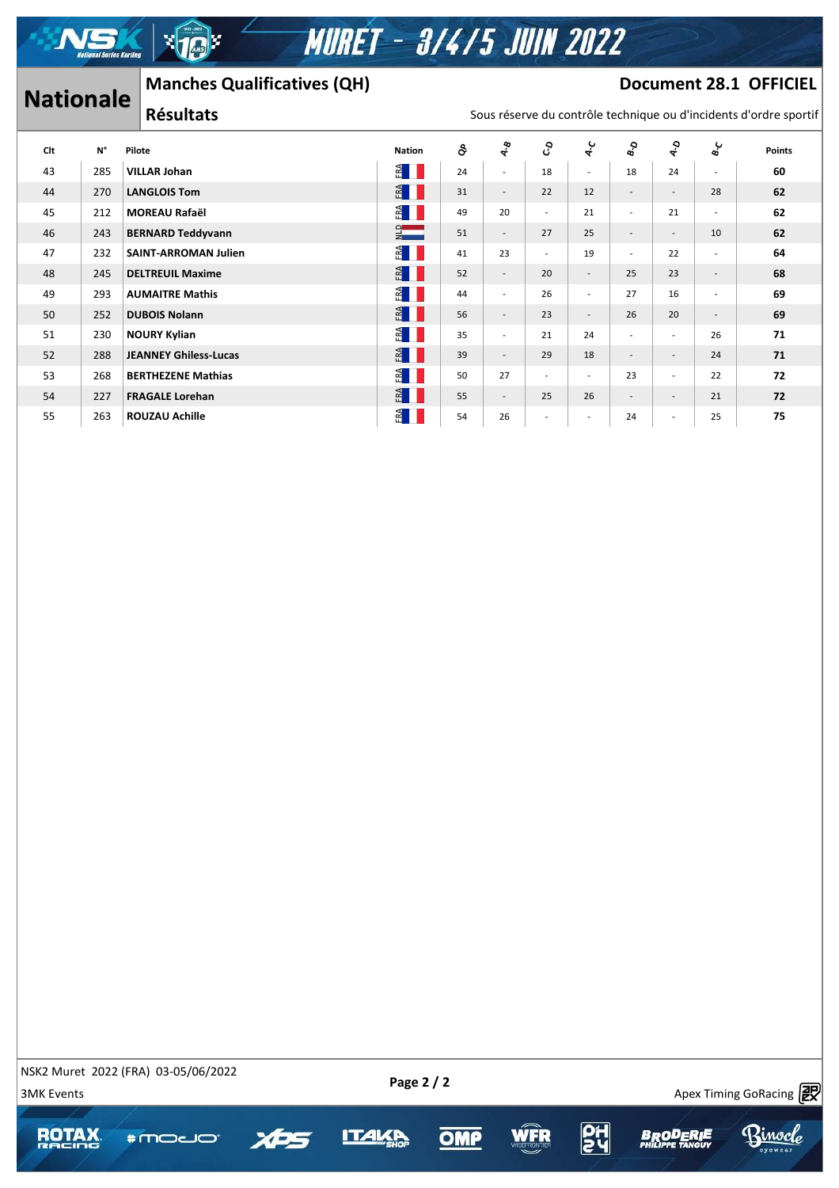# MURET - 3/4/5 JUIN 2022

## Nationale

### Manches Qualificatives (QH)

**Document 28.1 OFFICIEL**

### Résultats

Sous réserve du contrôle technique ou d'incidents d'ordre sportif

| Clt | N° | Pilote | Nation | QP | A-B | C-D | A-C | B-D | A-D | B-C | Points |
|---|---|---|---|---|---|---|---|---|---|---|---|
| 43 | 285 | VILLAR Johan | FRA | 24 | - | 18 | - | 18 | 24 | - | 60 |
| 44 | 270 | LANGLOIS Tom | FRA | 31 | - | 22 | 12 | - | - | 28 | 62 |
| 45 | 212 | MOREAU Rafaël | FRA | 49 | 20 | - | 21 | - | 21 | - | 62 |
| 46 | 243 | BERNARD Teddyvann | NLD | 51 | - | 27 | 25 | - | - | 10 | 62 |
| 47 | 232 | SAINT-ARROMAN Julien | FRA | 41 | 23 | - | 19 | - | 22 | - | 64 |
| 48 | 245 | DELTREUIL Maxime | FRA | 52 | - | 20 | - | 25 | 23 | - | 68 |
| 49 | 293 | AUMAITRE Mathis | FRA | 44 | - | 26 | - | 27 | 16 | - | 69 |
| 50 | 252 | DUBOIS Nolann | FRA | 56 | - | 23 | - | 26 | 20 | - | 69 |
| 51 | 230 | NOURY Kylian | FRA | 35 | - | 21 | 24 | - | - | 26 | 71 |
| 52 | 288 | JEANNEY Ghiless-Lucas | FRA | 39 | - | 29 | 18 | - | - | 24 | 71 |
| 53 | 268 | BERTHEZENE Mathias | FRA | 50 | 27 | - | - | 23 | - | 22 | 72 |
| 54 | 227 | FRAGALE Lorehan | FRA | 55 | - | 25 | 26 | - | - | 21 | 72 |
| 55 | 263 | ROUZAU Achille | FRA | 54 | 26 | - | - | 24 | - | 25 | 75 |

NSK2 Muret 2022 (FRA) 03-05/06/2022

3MK Events

Apex Timing GoRacing